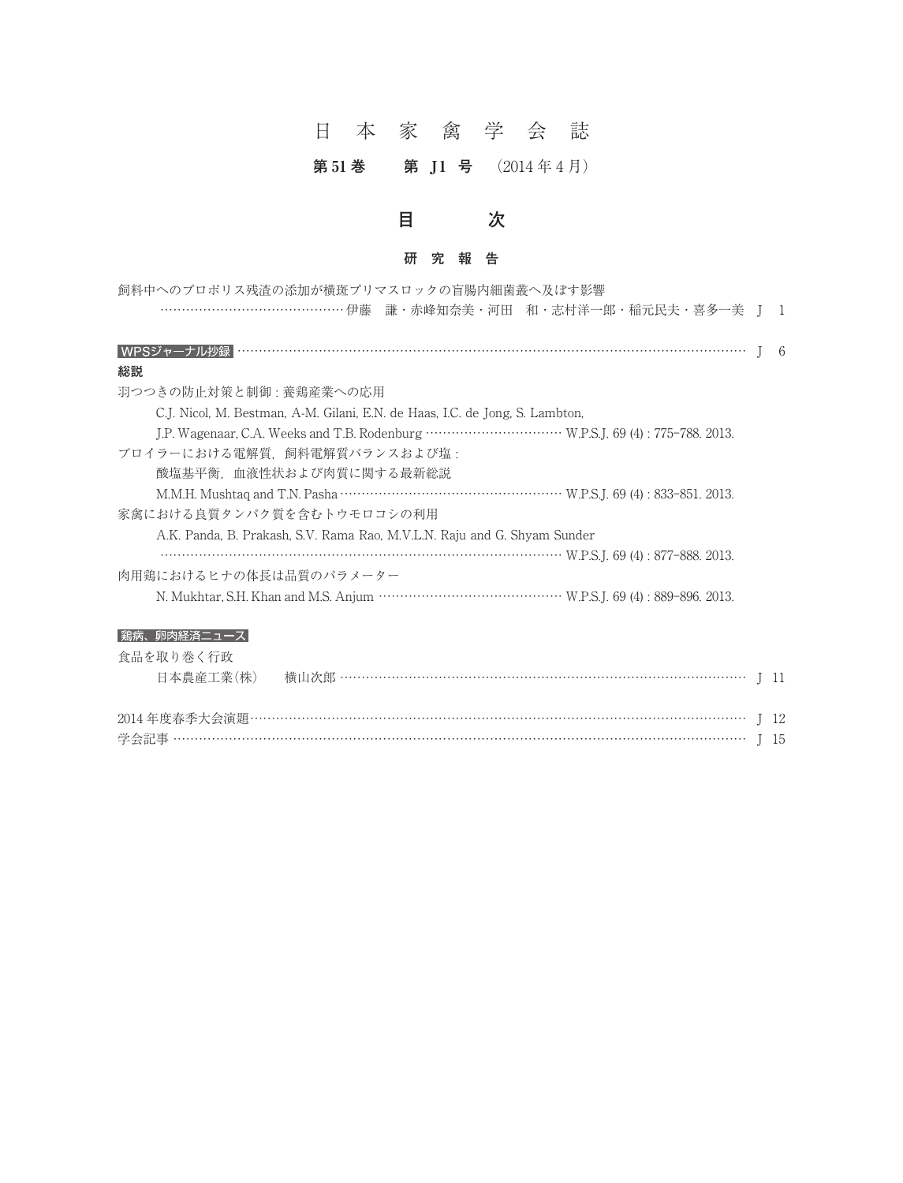# 日 本 家 禽 学 会 誌

**第 51 巻　　第 J1 号**　（2014 年 4 月）

## 目　　次

### 研 究 報 告

飼料中へのプロポリス残渣の添加が横斑プリマスロックの盲腸内細菌叢へ及ぼす影響
　　…………………………………… 伊藤　謙・赤峰知奈美・河田　和・志村洋一郎・稲元民夫・喜多一美　J　1

**WPSジャーナル抄録** …………………………………………………………………………………………… J　6

**総説**

羽つつきの防止対策と制御 : 養鶏産業への応用
　　C.J. Nicol, M. Bestman, A-M. Gilani, E.N. de Haas, I.C. de Jong, S. Lambton,
　　J.P. Wagenaar, C.A. Weeks and T.B. Rodenburg …………………………… W.P.S.J. 69 (4) : 775–788. 2013.

ブロイラーにおける電解質，飼料電解質バランスおよび塩 :
　　酸塩基平衡，血液性状および肉質に関する最新総説
　　M.M.H. Mushtaq and T.N. Pasha ……………………………………………… W.P.S.J. 69 (4) : 833–851. 2013.

家禽における良質タンパク質を含むトウモロコシの利用
　　A.K. Panda, B. Prakash, S.V. Rama Rao, M.V.L.N. Raju and G. Shyam Sunder
　　…………………………………………………………………………………… W.P.S.J. 69 (4) : 877–888. 2013.

肉用鶏におけるヒナの体長は品質のパラメーター
　　N. Mukhtar, S.H. Khan and M.S. Anjum …………………………………… W.P.S.J. 69 (4) : 889–896. 2013.

**鶏病、卵肉経済ニュース**

食品を取り巻く行政
　　日本農産工業(株)　　横山次郎 ……………………………………………………………………… J　11

2014 年度春季大会演題…………………………………………………………………………………………… J　12

学会記事 ………………………………………………………………………………………………………… J　15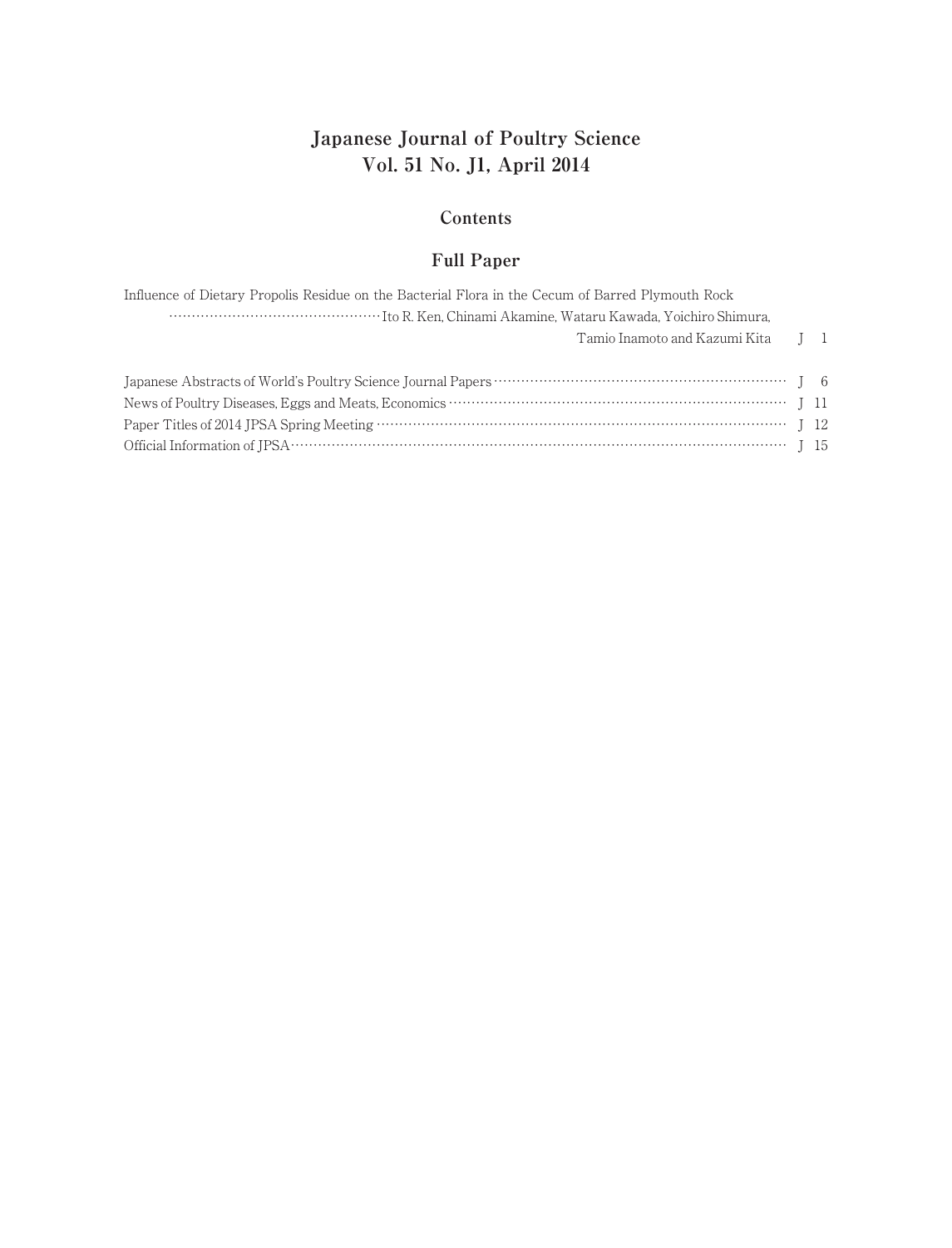# Japanese Journal of Poultry Science
# Vol. 51 No. J1, April 2014

## Contents

### Full Paper

Influence of Dietary Propolis Residue on the Bacterial Flora in the Cecum of Barred Plymouth Rock
……………………………………………Ito R. Ken, Chinami Akamine, Wataru Kawada, Yoichiro Shimura,
Tamio Inamoto and Kazumi Kita　J　1

Japanese Abstracts of World's Poultry Science Journal Papers ……………………………………………………………… J　6

News of Poultry Diseases, Eggs and Meats, Economics ……………………………………………………………………… J 11

Paper Titles of 2014 JPSA Spring Meeting ……………………………………………………………………………………… J 12

Official Information of JPSA………………………………………………………………………………………………………… J 15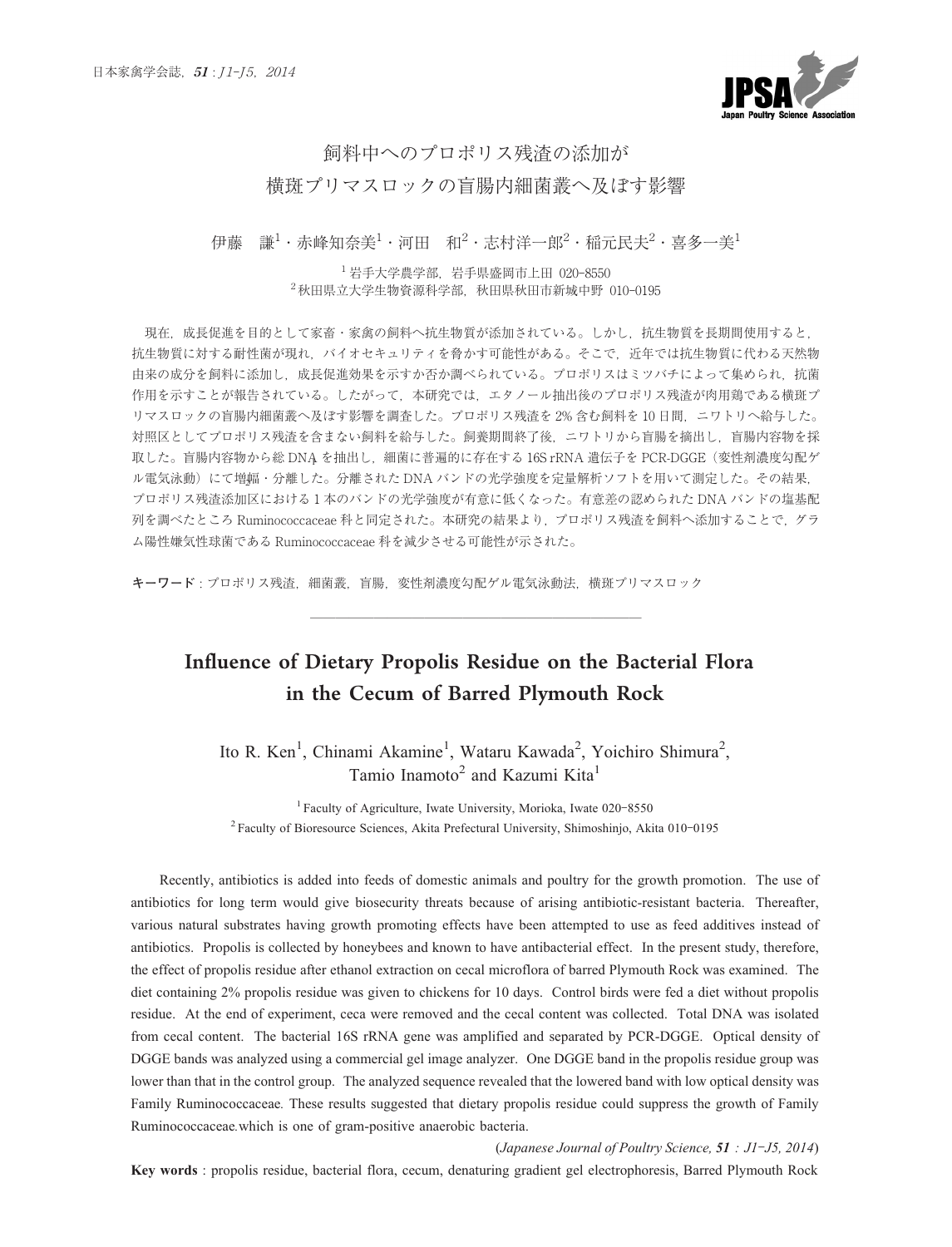# 飼料中へのプロポリス残渣の添加が横斑プリマスロックの盲腸内細菌叢へ及ぼす影響

伊藤　謙[1]・赤峰知奈美[1]・河田　和[2]・志村洋一郎[2]・稲元民夫[2]・喜多一美[1]

[1] 岩手大学農学部，岩手県盛岡市上田 020-8550
[2] 秋田県立大学生物資源科学部，秋田県秋田市新城中野 010-0195

現在，成長促進を目的として家畜・家禽の飼料へ抗生物質が添加されている。しかし，抗生物質を長期間使用すると，抗生物質に対する耐性菌が現れ，バイオセキュリティを脅かす可能性がある。そこで，近年では抗生物質に代わる天然物由来の成分を飼料に添加し，成長促進効果を示すか否か調べられている。プロポリスはミツバチによって集められ，抗菌作用を示すことが報告されている。したがって，本研究では，エタノール抽出後のプロポリス残渣が肉用鶏である横斑プリマスロックの盲腸内細菌叢へ及ぼす影響を調査した。プロポリス残渣を 2% 含む飼料を 10 日間，ニワトリへ給与した。対照区としてプロポリス残渣を含まない飼料を給与した。飼養期間終了後，ニワトリから盲腸を摘出し，盲腸内容物を採取した。盲腸内容物から総 DNA を抽出し，細菌に普遍的に存在する 16S rRNA 遺伝子を PCR-DGGE（変性剤濃度勾配ゲル電気泳動）にて増幅・分離した。分離された DNA バンドの光学強度を定量解析ソフトを用いて測定した。その結果，プロポリス残渣添加区における 1 本のバンドの光学強度が有意に低くなった。有意差の認められた DNA バンドの塩基配列を調べたところ Ruminococcaceae 科と同定された。本研究の結果より，プロポリス残渣を飼料へ添加することで，グラム陽性嫌気性球菌である Ruminococcaceae 科を減少させる可能性が示された。

**キーワード**：プロポリス残渣，細菌叢，盲腸，変性剤濃度勾配ゲル電気泳動法，横斑プリマスロック

---

# Influence of Dietary Propolis Residue on the Bacterial Flora in the Cecum of Barred Plymouth Rock

Ito R. Ken[1], Chinami Akamine[1], Wataru Kawada[2], Yoichiro Shimura[2], Tamio Inamoto[2] and Kazumi Kita[1]

[1] Faculty of Agriculture, Iwate University, Morioka, Iwate 020-8550
[2] Faculty of Bioresource Sciences, Akita Prefectural University, Shimoshinjo, Akita 010-0195

Recently, antibiotics is added into feeds of domestic animals and poultry for the growth promotion. The use of antibiotics for long term would give biosecurity threats because of arising antibiotic-resistant bacteria. Thereafter, various natural substrates having growth promoting effects have been attempted to use as feed additives instead of antibiotics. Propolis is collected by honeybees and known to have antibacterial effect. In the present study, therefore, the effect of propolis residue after ethanol extraction on cecal microflora of barred Plymouth Rock was examined. The diet containing 2% propolis residue was given to chickens for 10 days. Control birds were fed a diet without propolis residue. At the end of experiment, ceca were removed and the cecal content was collected. Total DNA was isolated from cecal content. The bacterial 16S rRNA gene was amplified and separated by PCR-DGGE. Optical density of DGGE bands was analyzed using a commercial gel image analyzer. One DGGE band in the propolis residue group was lower than that in the control group. The analyzed sequence revealed that the lowered band with low optical density was Family Ruminococcaceae. These results suggested that dietary propolis residue could suppress the growth of Family Ruminococcaceae.which is one of gram-positive anaerobic bacteria.

(*Japanese Journal of Poultry Science,* ***51*** *: J1–J5, 2014*)

**Key words** : propolis residue, bacterial flora, cecum, denaturing gradient gel electrophoresis, Barred Plymouth Rock